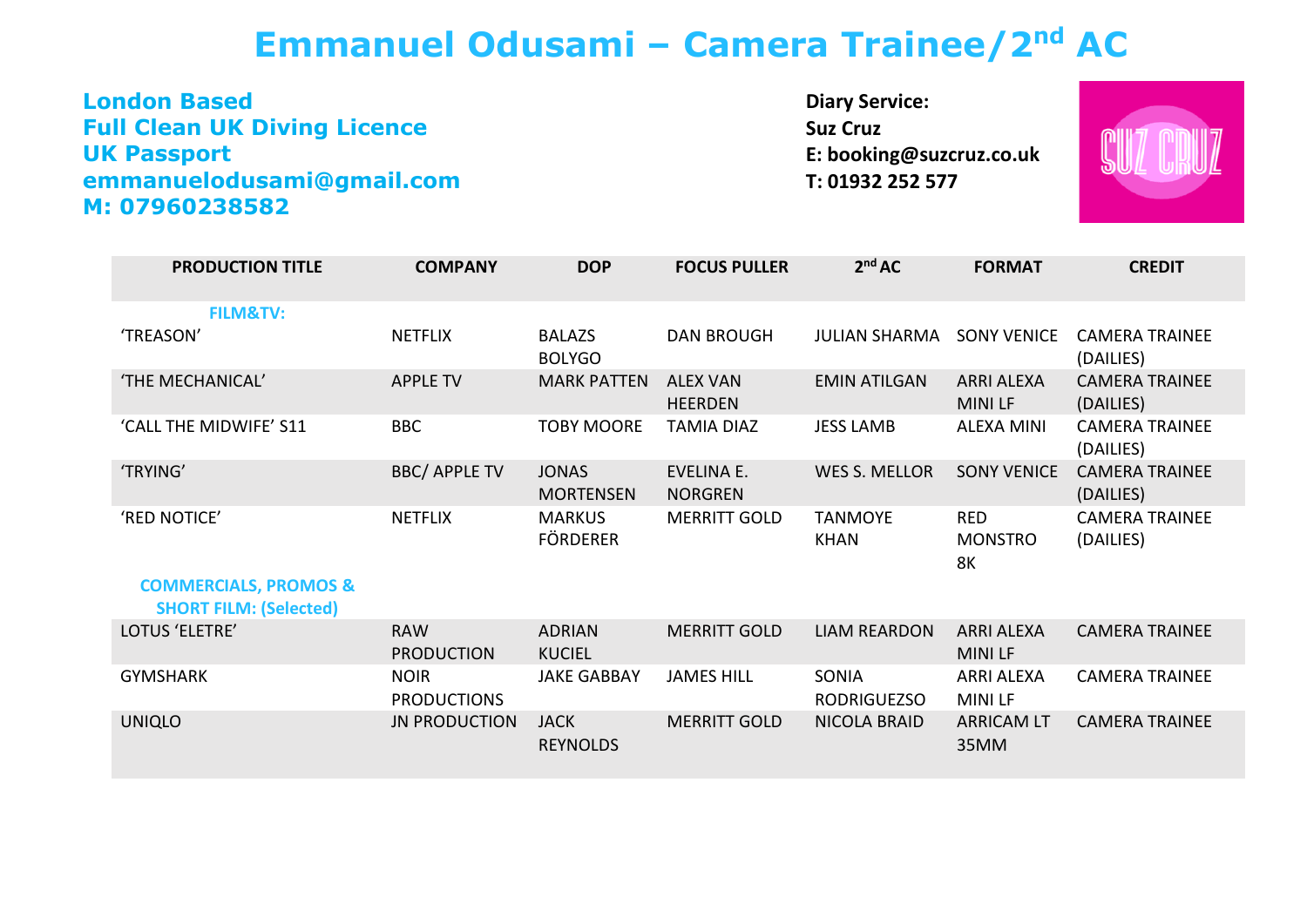# Emmanuel Odusami – Camera Trainee/2nd AC

**London Based**
**Full Clean UK Diving Licence**
**UK Passport**
**emmanuelodusami@gmail.com**
**M: 07960238582**

**Diary Service:**
**Suz Cruz**
**E: booking@suzcruz.co.uk**
**T: 01932 252 577**

| PRODUCTION TITLE | COMPANY | DOP | FOCUS PULLER | 2nd AC | FORMAT | CREDIT |
|---|---|---|---|---|---|---|
| **FILM&TV:** | | | | | | |
| 'TREASON' | NETFLIX | BALAZS BOLYGO | DAN BROUGH | JULIAN SHARMA | SONY VENICE | CAMERA TRAINEE (DAILIES) |
| 'THE MECHANICAL' | APPLE TV | MARK PATTEN | ALEX VAN HEERDEN | EMIN ATILGAN | ARRI ALEXA MINI LF | CAMERA TRAINEE (DAILIES) |
| 'CALL THE MIDWIFE' S11 | BBC | TOBY MOORE | TAMIA DIAZ | JESS LAMB | ALEXA MINI | CAMERA TRAINEE (DAILIES) |
| 'TRYING' | BBC/ APPLE TV | JONAS MORTENSEN | EVELINA E. NORGREN | WES S. MELLOR | SONY VENICE | CAMERA TRAINEE (DAILIES) |
| 'RED NOTICE' | NETFLIX | MARKUS FÖRDERER | MERRITT GOLD | TANMOYE KHAN | RED MONSTRO 8K | CAMERA TRAINEE (DAILIES) |
| **COMMERCIALS, PROMOS & SHORT FILM: (Selected)** | | | | | | |
| LOTUS 'ELETRE' | RAW PRODUCTION | ADRIAN KUCIEL | MERRITT GOLD | LIAM REARDON | ARRI ALEXA MINI LF | CAMERA TRAINEE |
| GYMSHARK | NOIR PRODUCTIONS | JAKE GABBAY | JAMES HILL | SONIA RODRIGUEZSO | ARRI ALEXA MINI LF | CAMERA TRAINEE |
| UNIQLO | JN PRODUCTION | JACK REYNOLDS | MERRITT GOLD | NICOLA BRAID | ARRICAM LT 35MM | CAMERA TRAINEE |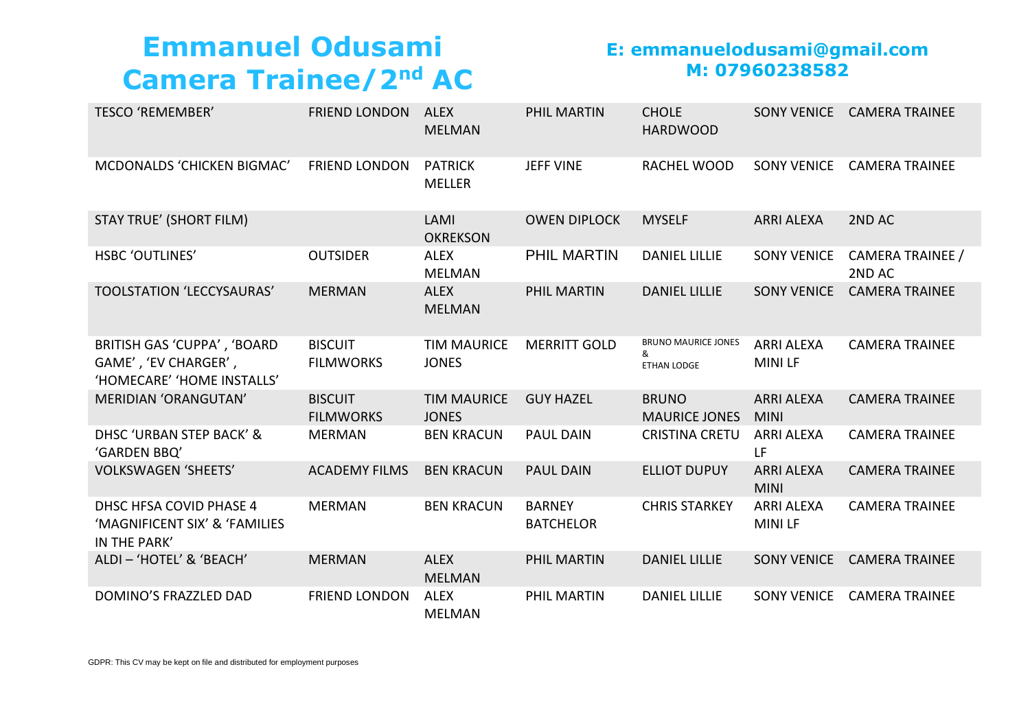# Emmanuel Odusami
# Camera Trainee/2nd AC

**E: emmanuelodusami@gmail.com**
**M: 07960238582**

| | | | | | | |
|---|---|---|---|---|---|---|
| TESCO 'REMEMBER' | FRIEND LONDON | ALEX MELMAN | PHIL MARTIN | CHOLE HARDWOOD | SONY VENICE | CAMERA TRAINEE |
| MCDONALDS 'CHICKEN BIGMAC' | FRIEND LONDON | PATRICK MELLER | JEFF VINE | RACHEL WOOD | SONY VENICE | CAMERA TRAINEE |
| STAY TRUE' (SHORT FILM) | | LAMI OKREKSON | OWEN DIPLOCK | MYSELF | ARRI ALEXA | 2ND AC |
| HSBC 'OUTLINES' | OUTSIDER | ALEX MELMAN | PHIL MARTIN | DANIEL LILLIE | SONY VENICE | CAMERA TRAINEE / 2ND AC |
| TOOLSTATION 'LECCYSAURAS' | MERMAN | ALEX MELMAN | PHIL MARTIN | DANIEL LILLIE | SONY VENICE | CAMERA TRAINEE |
| BRITISH GAS 'CUPPA' , 'BOARD GAME' , 'EV CHARGER' , 'HOMECARE' 'HOME INSTALLS' | BISCUIT FILMWORKS | TIM MAURICE JONES | MERRITT GOLD | BRUNO MAURICE JONES & ETHAN LODGE | ARRI ALEXA MINI LF | CAMERA TRAINEE |
| MERIDIAN 'ORANGUTAN' | BISCUIT FILMWORKS | TIM MAURICE JONES | GUY HAZEL | BRUNO MAURICE JONES | ARRI ALEXA MINI | CAMERA TRAINEE |
| DHSC 'URBAN STEP BACK' & 'GARDEN BBQ' | MERMAN | BEN KRACUN | PAUL DAIN | CRISTINA CRETU | ARRI ALEXA LF | CAMERA TRAINEE |
| VOLKSWAGEN 'SHEETS' | ACADEMY FILMS | BEN KRACUN | PAUL DAIN | ELLIOT DUPUY | ARRI ALEXA MINI | CAMERA TRAINEE |
| DHSC HFSA COVID PHASE 4 'MAGNIFICENT SIX' & 'FAMILIES IN THE PARK' | MERMAN | BEN KRACUN | BARNEY BATCHELOR | CHRIS STARKEY | ARRI ALEXA MINI LF | CAMERA TRAINEE |
| ALDI – 'HOTEL' & 'BEACH' | MERMAN | ALEX MELMAN | PHIL MARTIN | DANIEL LILLIE | SONY VENICE | CAMERA TRAINEE |
| DOMINO'S FRAZZLED DAD | FRIEND LONDON | ALEX MELMAN | PHIL MARTIN | DANIEL LILLIE | SONY VENICE | CAMERA TRAINEE |

GDPR: This CV may be kept on file and distributed for employment purposes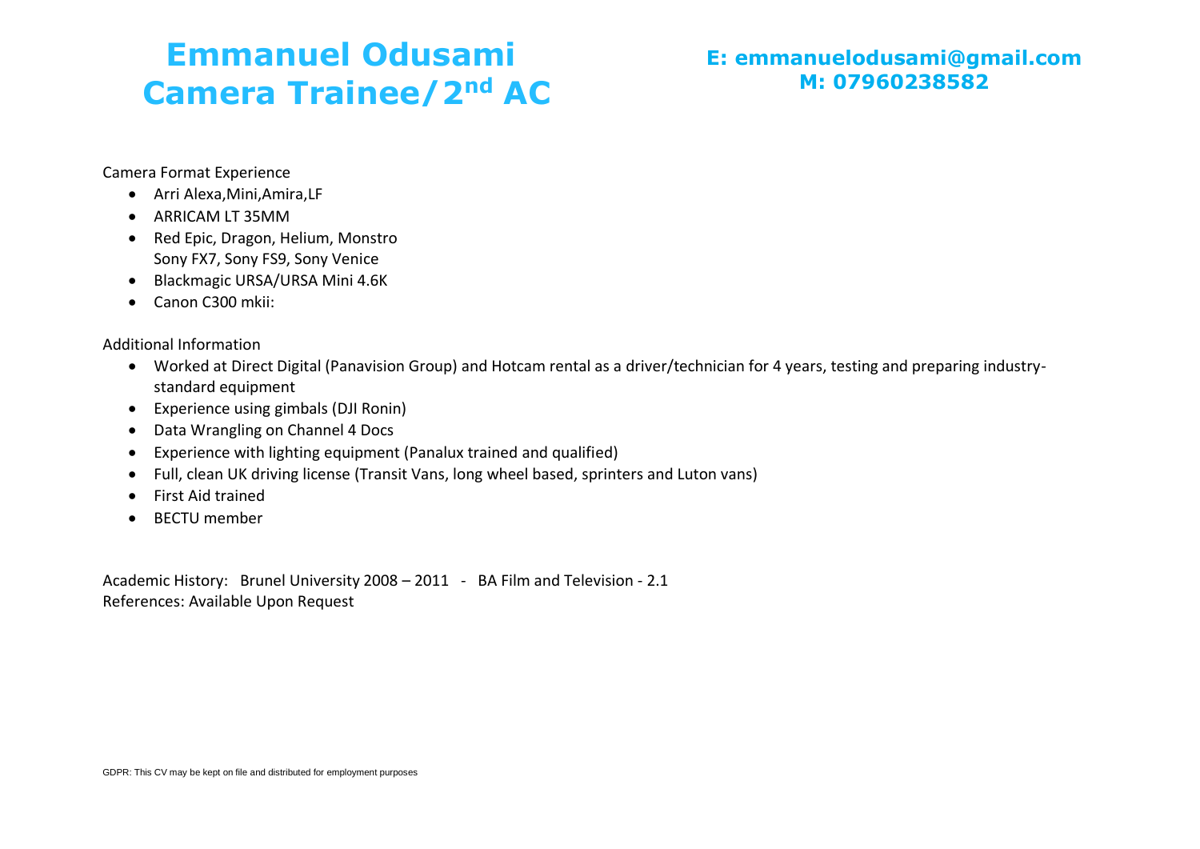# Emmanuel Odusami
# Camera Trainee/2nd AC

**E: emmanuelodusami@gmail.com**
**M: 07960238582**

Camera Format Experience

- Arri Alexa,Mini,Amira,LF
- ARRICAM LT 35MM
- Red Epic, Dragon, Helium, Monstro
  Sony FX7, Sony FS9, Sony Venice
- Blackmagic URSA/URSA Mini 4.6K
- Canon C300 mkii:

Additional Information

- Worked at Direct Digital (Panavision Group) and Hotcam rental as a driver/technician for 4 years, testing and preparing industry-standard equipment
- Experience using gimbals (DJI Ronin)
- Data Wrangling on Channel 4 Docs
- Experience with lighting equipment (Panalux trained and qualified)
- Full, clean UK driving license (Transit Vans, long wheel based, sprinters and Luton vans)
- First Aid trained
- BECTU member

Academic History: Brunel University 2008 – 2011 - BA Film and Television - 2.1
References: Available Upon Request

GDPR: This CV may be kept on file and distributed for employment purposes